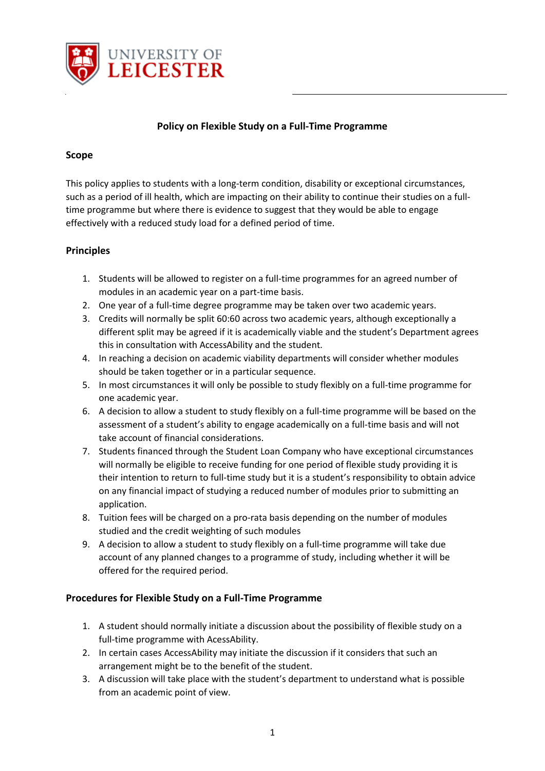# Policy on Flexible Study on a Full-Time Programme

## Scope

This policy applies to students with a long-term condition, disability or exceptional circumstances, such as a period of ill health, which are impacting on their ability to continue their studies on a full-time programme but where there is evidence to suggest that they would be able to engage effectively with a reduced study load for a defined period of time.

## Principles

1. Students will be allowed to register on a full-time programmes for an agreed number of modules in an academic year on a part-time basis.
2. One year of a full-time degree programme may be taken over two academic years.
3. Credits will normally be split 60:60 across two academic years, although exceptionally a different split may be agreed if it is academically viable and the student's Department agrees this in consultation with AccessAbility and the student.
4. In reaching a decision on academic viability departments will consider whether modules should be taken together or in a particular sequence.
5. In most circumstances it will only be possible to study flexibly on a full-time programme for one academic year.
6. A decision to allow a student to study flexibly on a full-time programme will be based on the assessment of a student's ability to engage academically on a full-time basis and will not take account of financial considerations.
7. Students financed through the Student Loan Company who have exceptional circumstances will normally be eligible to receive funding for one period of flexible study providing it is their intention to return to full-time study but it is a student's responsibility to obtain advice on any financial impact of studying a reduced number of modules prior to submitting an application.
8. Tuition fees will be charged on a pro-rata basis depending on the number of modules studied and the credit weighting of such modules
9. A decision to allow a student to study flexibly on a full-time programme will take due account of any planned changes to a programme of study, including whether it will be offered for the required period.

## Procedures for Flexible Study on a Full-Time Programme

1. A student should normally initiate a discussion about the possibility of flexible study on a full-time programme with AcessAbility.
2. In certain cases AccessAbility may initiate the discussion if it considers that such an arrangement might be to the benefit of the student.
3. A discussion will take place with the student's department to understand what is possible from an academic point of view.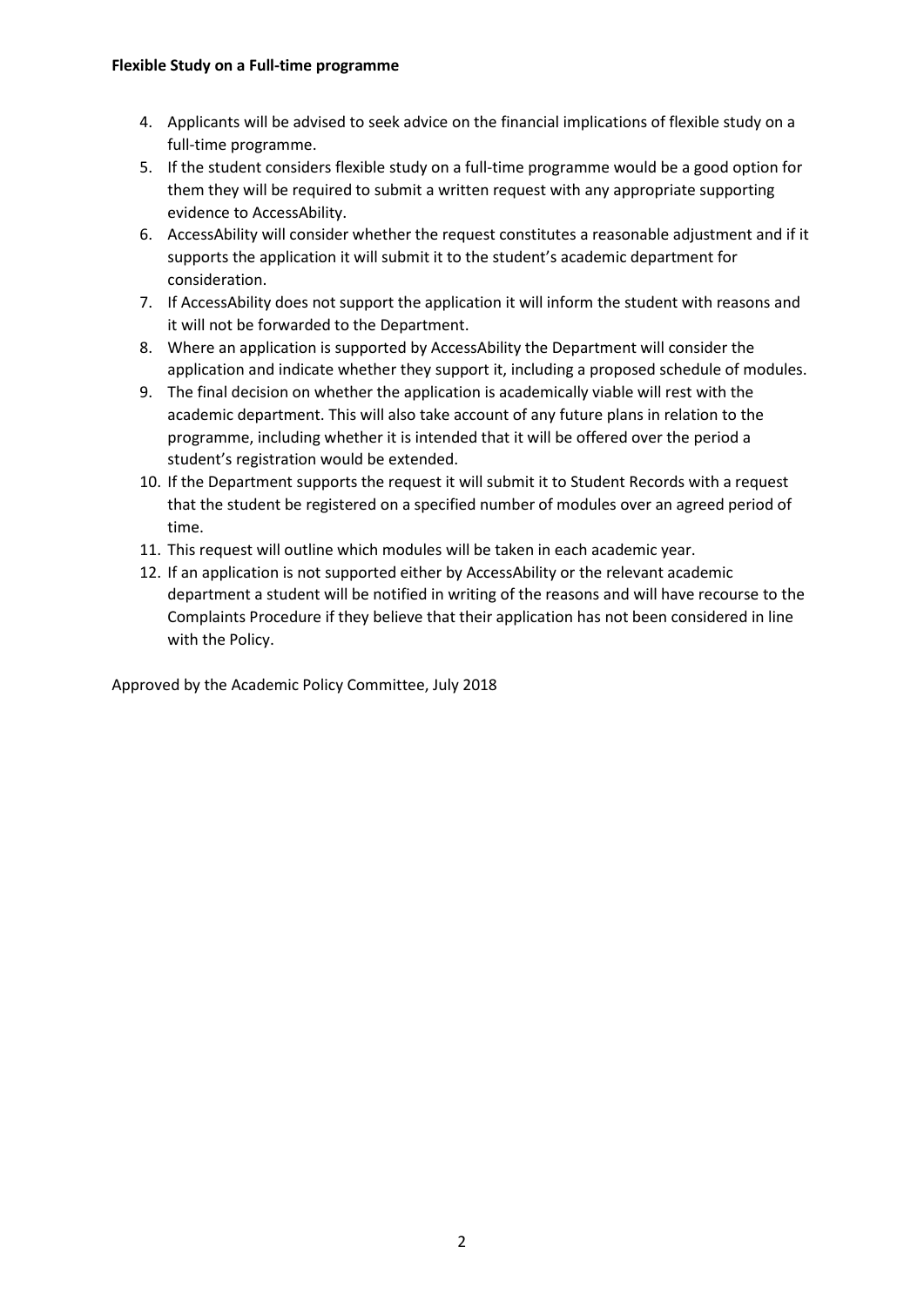**Flexible Study on a Full-time programme**

4. Applicants will be advised to seek advice on the financial implications of flexible study on a full-time programme.
5. If the student considers flexible study on a full-time programme would be a good option for them they will be required to submit a written request with any appropriate supporting evidence to AccessAbility.
6. AccessAbility will consider whether the request constitutes a reasonable adjustment and if it supports the application it will submit it to the student's academic department for consideration.
7. If AccessAbility does not support the application it will inform the student with reasons and it will not be forwarded to the Department.
8. Where an application is supported by AccessAbility the Department will consider the application and indicate whether they support it, including a proposed schedule of modules.
9. The final decision on whether the application is academically viable will rest with the academic department. This will also take account of any future plans in relation to the programme, including whether it is intended that it will be offered over the period a student's registration would be extended.
10. If the Department supports the request it will submit it to Student Records with a request that the student be registered on a specified number of modules over an agreed period of time.
11. This request will outline which modules will be taken in each academic year.
12. If an application is not supported either by AccessAbility or the relevant academic department a student will be notified in writing of the reasons and will have recourse to the Complaints Procedure if they believe that their application has not been considered in line with the Policy.

Approved by the Academic Policy Committee, July 2018